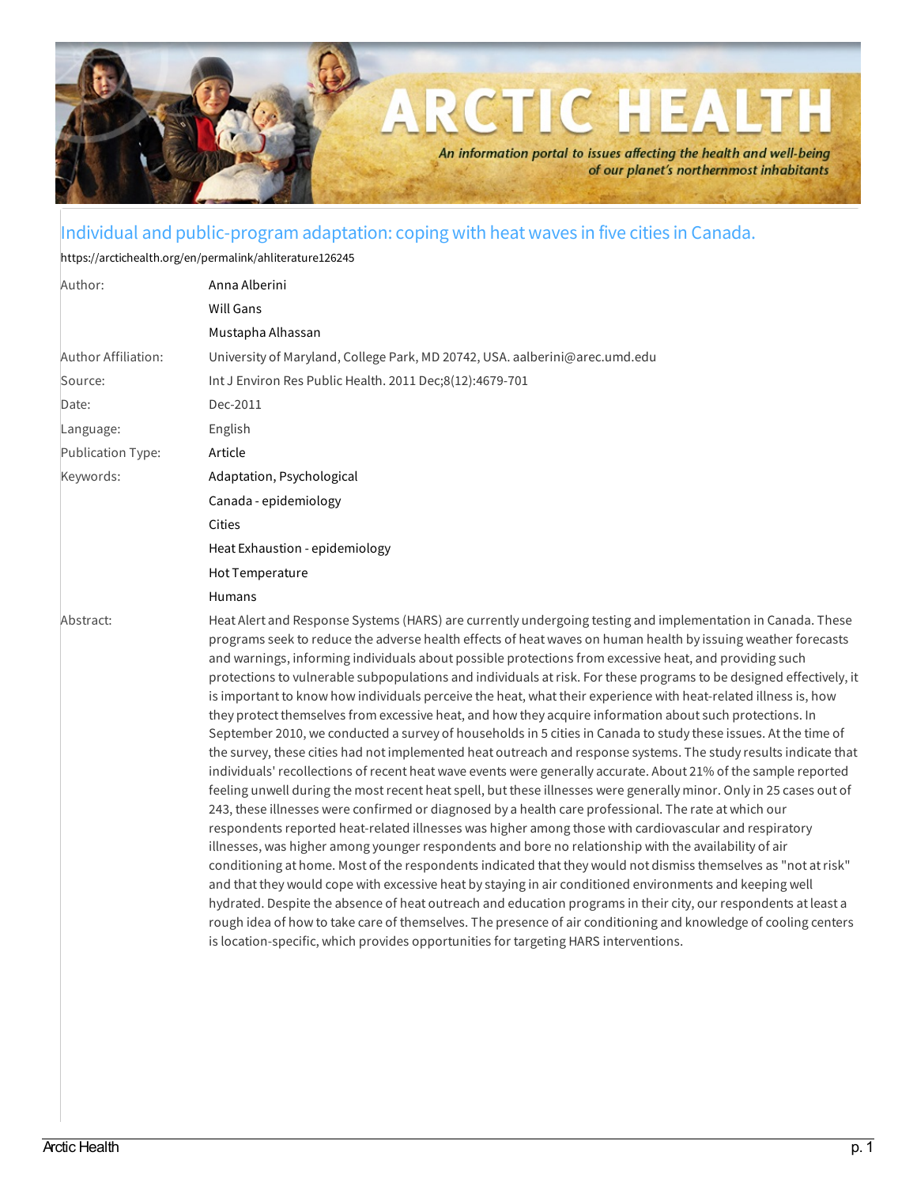# Individual and public-program adaptation: coping with heat waves in five cities in Canada.

https://arctichealth.org/en/permalink/ahliterature126245

| | |
|---|---|
| Author: | Anna Alberini<br>Will Gans<br>Mustapha Alhassan |
| Author Affiliation: | University of Maryland, College Park, MD 20742, USA. aalberini@arec.umd.edu |
| Source: | Int J Environ Res Public Health. 2011 Dec;8(12):4679-701 |
| Date: | Dec-2011 |
| Language: | English |
| Publication Type: | Article |
| Keywords: | Adaptation, Psychological<br>Canada - epidemiology<br>Cities<br>Heat Exhaustion - epidemiology<br>Hot Temperature<br>Humans |

**Abstract:**

Heat Alert and Response Systems (HARS) are currently undergoing testing and implementation in Canada. These programs seek to reduce the adverse health effects of heat waves on human health by issuing weather forecasts and warnings, informing individuals about possible protections from excessive heat, and providing such protections to vulnerable subpopulations and individuals at risk. For these programs to be designed effectively, it is important to know how individuals perceive the heat, what their experience with heat-related illness is, how they protect themselves from excessive heat, and how they acquire information about such protections. In September 2010, we conducted a survey of households in 5 cities in Canada to study these issues. At the time of the survey, these cities had not implemented heat outreach and response systems. The study results indicate that individuals' recollections of recent heat wave events were generally accurate. About 21% of the sample reported feeling unwell during the most recent heat spell, but these illnesses were generally minor. Only in 25 cases out of 243, these illnesses were confirmed or diagnosed by a health care professional. The rate at which our respondents reported heat-related illnesses was higher among those with cardiovascular and respiratory illnesses, was higher among younger respondents and bore no relationship with the availability of air conditioning at home. Most of the respondents indicated that they would not dismiss themselves as "not at risk" and that they would cope with excessive heat by staying in air conditioned environments and keeping well hydrated. Despite the absence of heat outreach and education programs in their city, our respondents at least a rough idea of how to take care of themselves. The presence of air conditioning and knowledge of cooling centers is location-specific, which provides opportunities for targeting HARS interventions.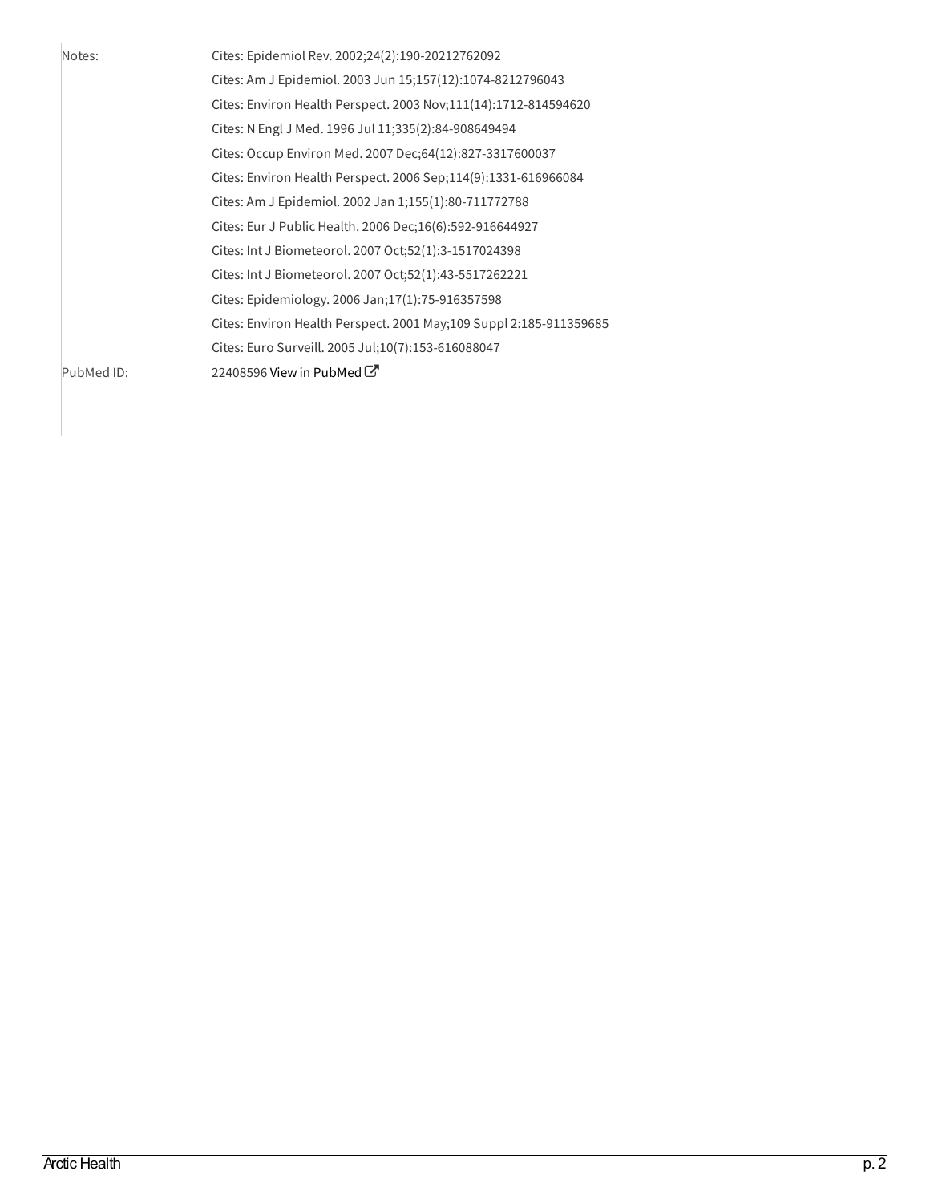Notes: Cites: Epidemiol Rev. 2002;24(2):190-20212762092

Cites: Am J Epidemiol. 2003 Jun 15;157(12):1074-8212796043

Cites: Environ Health Perspect. 2003 Nov;111(14):1712-814594620

Cites: N Engl J Med. 1996 Jul 11;335(2):84-908649494

Cites: Occup Environ Med. 2007 Dec;64(12):827-3317600037

Cites: Environ Health Perspect. 2006 Sep;114(9):1331-616966084

Cites: Am J Epidemiol. 2002 Jan 1;155(1):80-711772788

Cites: Eur J Public Health. 2006 Dec;16(6):592-916644927

Cites: Int J Biometeorol. 2007 Oct;52(1):3-1517024398

Cites: Int J Biometeorol. 2007 Oct;52(1):43-5517262221

Cites: Epidemiology. 2006 Jan;17(1):75-916357598

Cites: Environ Health Perspect. 2001 May;109 Suppl 2:185-911359685

Cites: Euro Surveill. 2005 Jul;10(7):153-616088047

PubMed ID: 22408596 View in PubMed